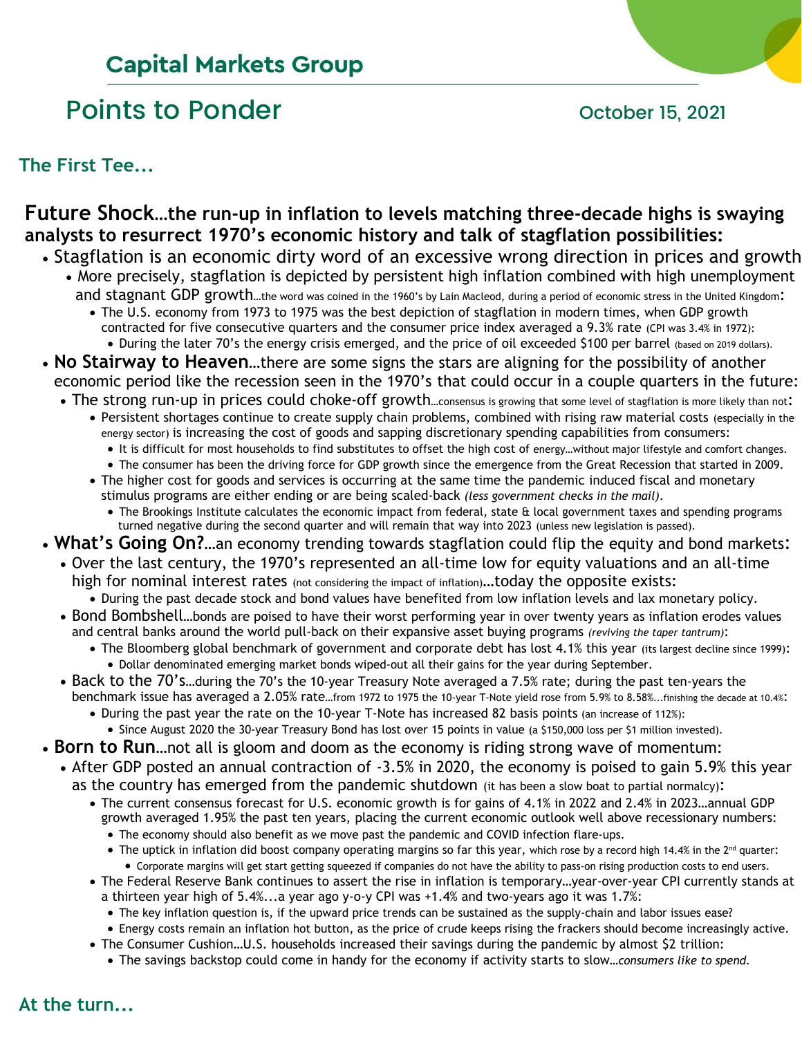## Capital Markets Group

# Points to Ponder

October 15, 2021

### The First Tee...

**Future Shock…the run-up in inflation to levels matching three-decade highs is swaying analysts to resurrect 1970's economic history and talk of stagflation possibilities:**

- Stagflation is an economic dirty word of an excessive wrong direction in prices and growth
  - More precisely, stagflation is depicted by persistent high inflation combined with high unemployment and stagnant GDP growth…the word was coined in the 1960's by Lain Macleod, during a period of economic stress in the United Kingdom:
    - The U.S. economy from 1973 to 1975 was the best depiction of stagflation in modern times, when GDP growth contracted for five consecutive quarters and the consumer price index averaged a 9.3% rate (CPI was 3.4% in 1972):
      - During the later 70's the energy crisis emerged, and the price of oil exceeded $100 per barrel (based on 2019 dollars).
- **No Stairway to Heaven**…there are some signs the stars are aligning for the possibility of another economic period like the recession seen in the 1970's that could occur in a couple quarters in the future:
  - The strong run-up in prices could choke-off growth…consensus is growing that some level of stagflation is more likely than not:
    - Persistent shortages continue to create supply chain problems, combined with rising raw material costs (especially in the energy sector) is increasing the cost of goods and sapping discretionary spending capabilities from consumers:
      - It is difficult for most households to find substitutes to offset the high cost of energy…without major lifestyle and comfort changes.
      - The consumer has been the driving force for GDP growth since the emergence from the Great Recession that started in 2009.
    - The higher cost for goods and services is occurring at the same time the pandemic induced fiscal and monetary stimulus programs are either ending or are being scaled-back *(less government checks in the mail)*.
      - The Brookings Institute calculates the economic impact from federal, state & local government taxes and spending programs turned negative during the second quarter and will remain that way into 2023 (unless new legislation is passed).
- **What's Going On?**…an economy trending towards stagflation could flip the equity and bond markets:
  - Over the last century, the 1970's represented an all-time low for equity valuations and an all-time high for nominal interest rates (not considering the impact of inflation)**…**today the opposite exists:
    - During the past decade stock and bond values have benefited from low inflation levels and lax monetary policy.
  - Bond Bombshell…bonds are poised to have their worst performing year in over twenty years as inflation erodes values and central banks around the world pull-back on their expansive asset buying programs *(reviving the taper tantrum)*:
    - The Bloomberg global benchmark of government and corporate debt has lost 4.1% this year (its largest decline since 1999):
      - Dollar denominated emerging market bonds wiped-out all their gains for the year during September.
  - Back to the 70's…during the 70's the 10-year Treasury Note averaged a 7.5% rate; during the past ten-years the benchmark issue has averaged a 2.05% rate…from 1972 to 1975 the 10-year T-Note yield rose from 5.9% to 8.58%...finishing the decade at 10.4%:
    - During the past year the rate on the 10-year T-Note has increased 82 basis points (an increase of 112%):
      - Since August 2020 the 30-year Treasury Bond has lost over 15 points in value (a $150,000 loss per $1 million invested).
- **Born to Run**…not all is gloom and doom as the economy is riding strong wave of momentum:
  - After GDP posted an annual contraction of -3.5% in 2020, the economy is poised to gain 5.9% this year as the country has emerged from the pandemic shutdown (it has been a slow boat to partial normalcy):
    - The current consensus forecast for U.S. economic growth is for gains of 4.1% in 2022 and 2.4% in 2023…annual GDP growth averaged 1.95% the past ten years, placing the current economic outlook well above recessionary numbers:
      - The economy should also benefit as we move past the pandemic and COVID infection flare-ups.
      - The uptick in inflation did boost company operating margins so far this year, which rose by a record high 14.4% in the 2nd quarter:
        - Corporate margins will get start getting squeezed if companies do not have the ability to pass-on rising production costs to end users.
    - The Federal Reserve Bank continues to assert the rise in inflation is temporary…year-over-year CPI currently stands at a thirteen year high of 5.4%...a year ago y-o-y CPI was +1.4% and two-years ago it was 1.7%:
      - The key inflation question is, if the upward price trends can be sustained as the supply-chain and labor issues ease?
      - Energy costs remain an inflation hot button, as the price of crude keeps rising the frackers should become increasingly active.
    - The Consumer Cushion…U.S. households increased their savings during the pandemic by almost $2 trillion:
      - The savings backstop could come in handy for the economy if activity starts to slow…*consumers like to spend.*

### At the turn...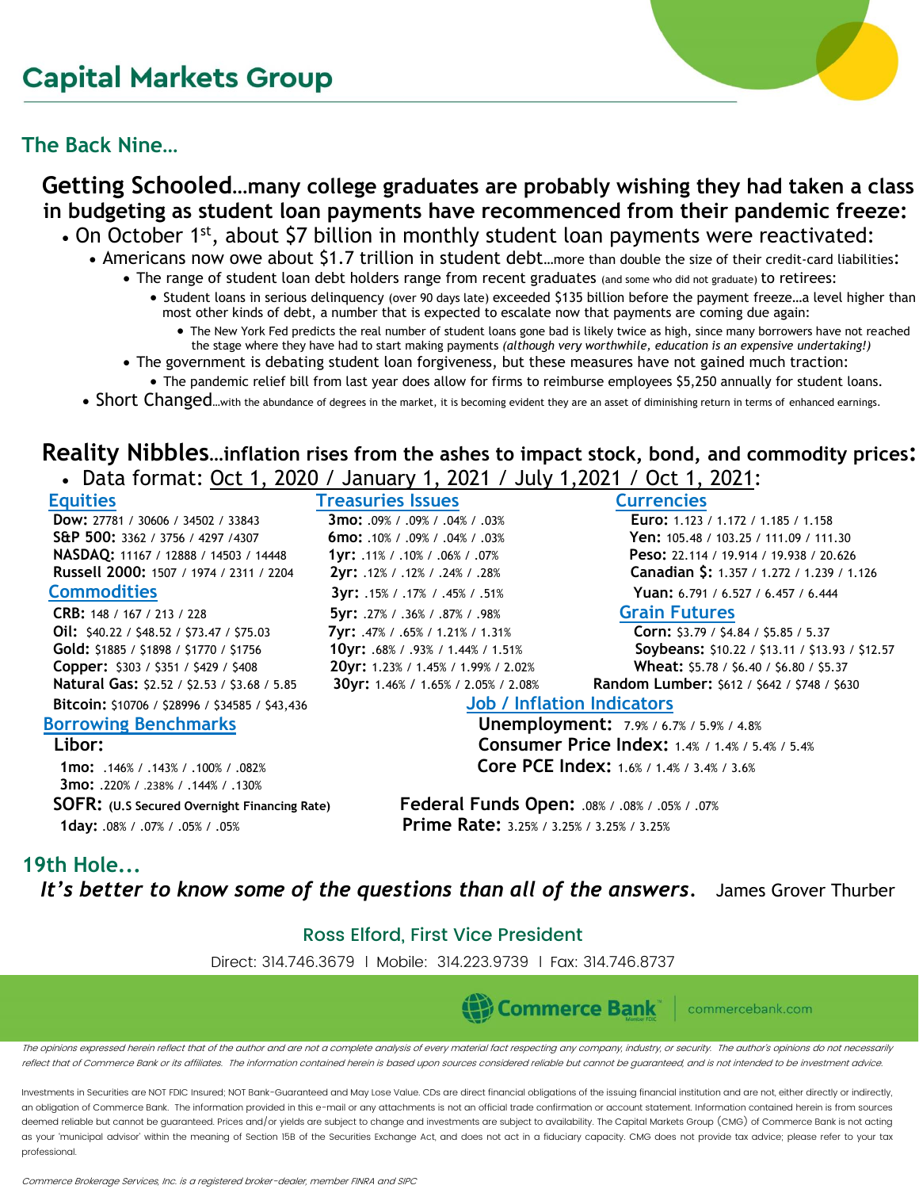# Capital Markets Group

## The Back Nine…

**Getting Schooled…many college graduates are probably wishing they had taken a class in budgeting as student loan payments have recommenced from their pandemic freeze:**

- On October 1st, about $7 billion in monthly student loan payments were reactivated:
  - Americans now owe about $1.7 trillion in student debt…more than double the size of their credit-card liabilities:
    - The range of student loan debt holders range from recent graduates (and some who did not graduate) to retirees:
      - Student loans in serious delinquency (over 90 days late) exceeded $135 billion before the payment freeze…a level higher than most other kinds of debt, a number that is expected to escalate now that payments are coming due again:
        - The New York Fed predicts the real number of student loans gone bad is likely twice as high, since many borrowers have not reached the stage where they have had to start making payments *(although very worthwhile, education is an expensive undertaking!)*
    - The government is debating student loan forgiveness, but these measures have not gained much traction:
      - The pandemic relief bill from last year does allow for firms to reimburse employees $5,250 annually for student loans.
- Short Changed…with the abundance of degrees in the market, it is becoming evident they are an asset of diminishing return in terms of enhanced earnings.

**Reality Nibbles…inflation rises from the ashes to impact stock, bond, and commodity prices:**

- Data format: Oct 1, 2020 / January 1, 2021 / July 1,2021 / Oct 1, 2021:

**Equities**

**Dow:** 27781 / 30606 / 34502 / 33843
**S&P 500:** 3362 / 3756 / 4297 /4307
**NASDAQ:** 11167 / 12888 / 14503 / 14448
**Russell 2000:** 1507 / 1974 / 2311 / 2204

**Commodities**

**CRB:** 148 / 167 / 213 / 228
**Oil:** $40.22 / $48.52 / $73.47 / $75.03
**Gold:** $1885 / $1898 / $1770 / $1756
**Copper:** $303 / $351 / $429 / $408
**Natural Gas:** $2.52 / $2.53 / $3.68 / 5.85
**Bitcoin:** $10706 / $28996 / $34585 / $43,436

**Treasuries Issues**

**3mo:** .09% / .09% / .04% / .03%
**6mo:** .10% / .09% / .04% / .03%
**1yr:** .11% / .10% / .06% / .07%
**2yr:** .12% / .12% / .24% / .28%
**3yr:** .15% / .17% / .45% / .51%
**5yr:** .27% / .36% / .87% / .98%
**7yr:** .47% / .65% / 1.21% / 1.31%
**10yr:** .68% / .93% / 1.44% / 1.51%
**20yr:** 1.23% / 1.45% / 1.99% / 2.02%
**30yr:** 1.46% / 1.65% / 2.05% / 2.08%

**Currencies**

**Euro:** 1.123 / 1.172 / 1.185 / 1.158
**Yen:** 105.48 / 103.25 / 111.09 / 111.30
**Peso:** 22.114 / 19.914 / 19.938 / 20.626
**Canadian $:** 1.357 / 1.272 / 1.239 / 1.126
**Yuan:** 6.791 / 6.527 / 6.457 / 6.444

**Grain Futures**

**Corn:** $3.79 / $4.84 / $5.85 / 5.37
**Soybeans:** $10.22 / $13.11 / $13.93 / $12.57
**Wheat:** $5.78 / $6.40 / $6.80 / $5.37
**Random Lumber:** $612 / $642 / $748 / $630

**Borrowing Benchmarks**

**Libor:**
**1mo:** .146% / .143% / .100% / .082%
**3mo:** .220% / .238% / .144% / .130%
**SOFR:** (U.S Secured Overnight Financing Rate)
**1day:** .08% / .07% / .05% / .05%

**Job / Inflation Indicators**

**Unemployment:** 7.9% / 6.7% / 5.9% / 4.8%
**Consumer Price Index:** 1.4% / 1.4% / 5.4% / 5.4%
**Core PCE Index:** 1.6% / 1.4% / 3.4% / 3.6%

**Federal Funds Open:** .08% / .08% / .05% / .07%
**Prime Rate:** 3.25% / 3.25% / 3.25% / 3.25%

## 19th Hole...

***It's better to know some of the questions than all of the answers.*** James Grover Thurber

Ross Elford, First Vice President

Direct: 314.746.3679 | Mobile: 314.223.9739 | Fax: 314.746.8737

Commerce Bank | commercebank.com

*The opinions expressed herein reflect that of the author and are not a complete analysis of every material fact respecting any company, industry, or security. The author's opinions do not necessarily reflect that of Commerce Bank or its affiliates. The information contained herein is based upon sources considered reliable but cannot be guaranteed, and is not intended to be investment advice.*

Investments in Securities are NOT FDIC Insured; NOT Bank-Guaranteed and May Lose Value. CDs are direct financial obligations of the issuing financial institution and are not, either directly or indirectly, an obligation of Commerce Bank. The information provided in this e-mail or any attachments is not an official trade confirmation or account statement. Information contained herein is from sources deemed reliable but cannot be guaranteed. Prices and/or yields are subject to change and investments are subject to availability. The Capital Markets Group (CMG) of Commerce Bank is not acting as your 'municipal advisor' within the meaning of Section 15B of the Securities Exchange Act, and does not act in a fiduciary capacity. CMG does not provide tax advice; please refer to your tax professional.

*Commerce Brokerage Services, Inc. is a registered broker-dealer, member FINRA and SIPC*